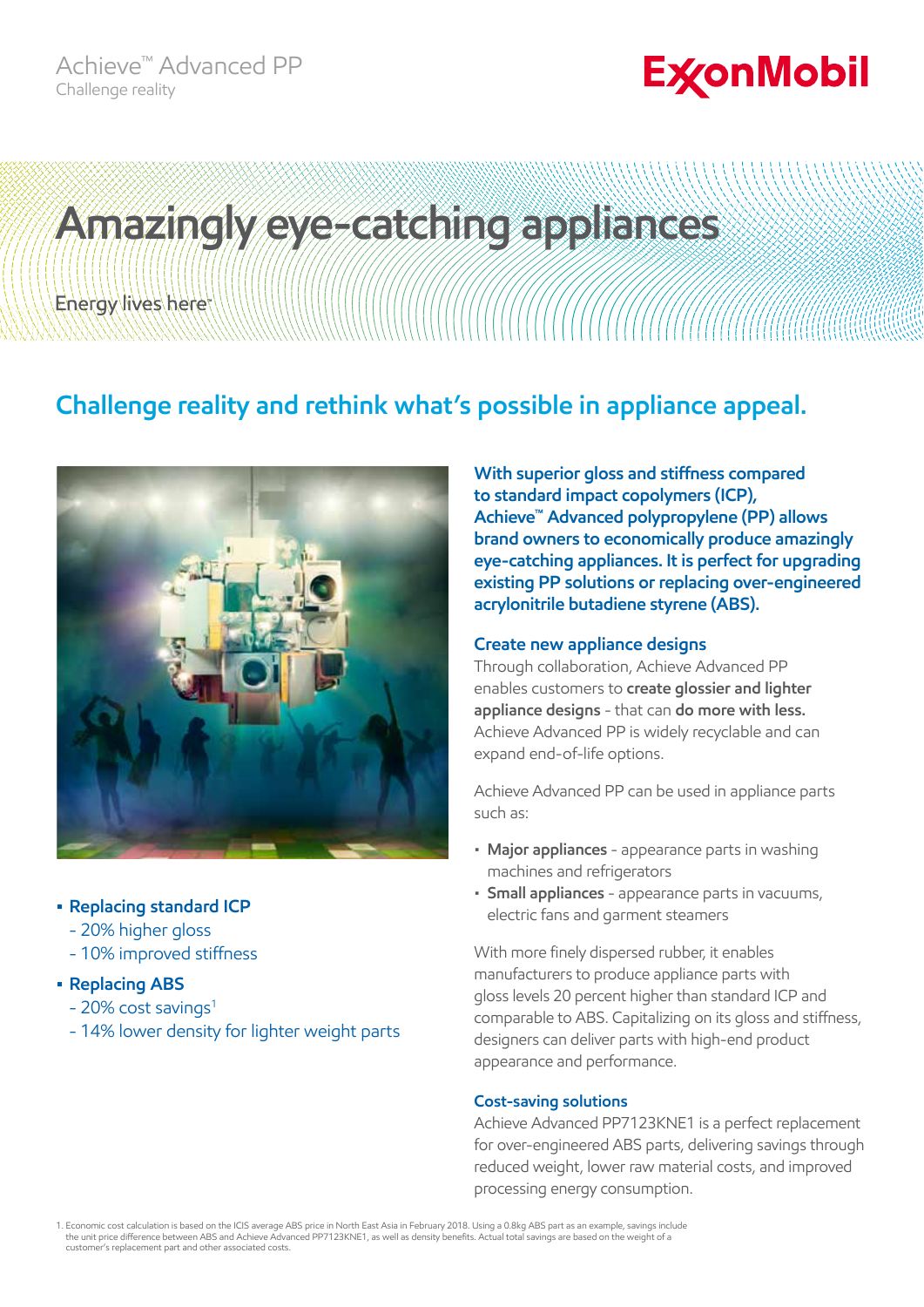Achieve™ Advanced PP
Challenge reality

ExxonMobil

# Amazingly eye-catching appliances

Energy lives here™

## Challenge reality and rethink what's possible in appliance appeal.

- **Replacing standard ICP**
  - 20% higher gloss
  - 10% improved stiffness
- **Replacing ABS**
  - 20% cost savings[1]
  - 14% lower density for lighter weight parts

**With superior gloss and stiffness compared to standard impact copolymers (ICP), Achieve™ Advanced polypropylene (PP) allows brand owners to economically produce amazingly eye-catching appliances. It is perfect for upgrading existing PP solutions or replacing over-engineered acrylonitrile butadiene styrene (ABS).**

### Create new appliance designs

Through collaboration, Achieve Advanced PP enables customers to **create glossier and lighter appliance designs** - that can **do more with less.** Achieve Advanced PP is widely recyclable and can expand end-of-life options.

Achieve Advanced PP can be used in appliance parts such as:

- **Major appliances** - appearance parts in washing machines and refrigerators
- **Small appliances** - appearance parts in vacuums, electric fans and garment steamers

With more finely dispersed rubber, it enables manufacturers to produce appliance parts with gloss levels 20 percent higher than standard ICP and comparable to ABS. Capitalizing on its gloss and stiffness, designers can deliver parts with high-end product appearance and performance.

### Cost-saving solutions

Achieve Advanced PP7123KNE1 is a perfect replacement for over-engineered ABS parts, delivering savings through reduced weight, lower raw material costs, and improved processing energy consumption.

1. Economic cost calculation is based on the ICIS average ABS price in North East Asia in February 2018. Using a 0.8kg ABS part as an example, savings include the unit price difference between ABS and Achieve Advanced PP7123KNE1, as well as density benefits. Actual total savings are based on the weight of a customer's replacement part and other associated costs.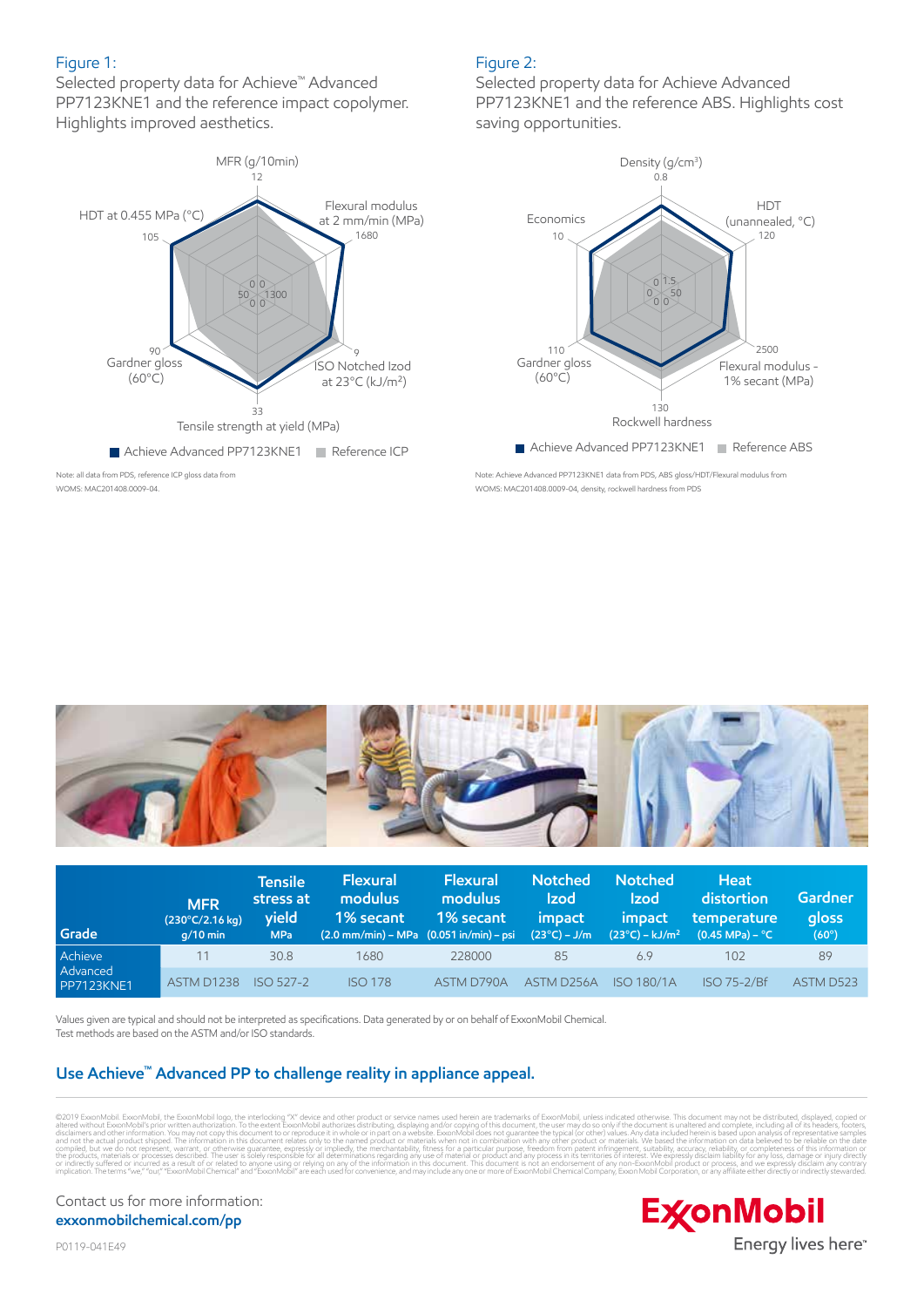Figure 1:
Selected property data for Achieve™ Advanced PP7123KNE1 and the reference impact copolymer. Highlights improved aesthetics.

MFR (g/10min)
12
Flexural modulus at 2 mm/min (MPa)
1680
1300
ISO Notched Izod at 23°C (kJ/m²)
9
Tensile strength at yield (MPa)
33
Gardner gloss (60°C)
90
HDT at 0.455 MPa (°C)
105
50
0
0
0
0

Achieve Advanced PP7123KNE1 | Reference ICP

Note: all data from PDS, reference ICP gloss data from WOMS: MAC201408.0009-04.

Figure 2:
Selected property data for Achieve Advanced PP7123KNE1 and the reference ABS. Highlights cost saving opportunities.

Density (g/cm³)
0.8
HDT (unannealed, °C)
120
Flexural modulus - 1% secant (MPa)
2500
Rockwell hardness
130
Gardner gloss (60°C)
110
Economics
10
0
1.5
50
0
0
0

Achieve Advanced PP7123KNE1 | Reference ABS

Note: Achieve Advanced PP7123KNE1 data from PDS, ABS gloss/HDT/Flexural modulus from WOMS: MAC201408.0009-04, density, rockwell hardness from PDS

| Grade | MFR (230°C/2.16 kg) g/10 min | Tensile stress at yield MPa | Flexural modulus 1% secant (2.0 mm/min) – MPa | Flexural modulus 1% secant (0.051 in/min) – psi | Notched Izod impact (23°C) – J/m | Notched Izod impact (23°C) – kJ/m² | Heat distortion temperature (0.45 MPa) – °C | Gardner gloss (60°) |
|---|---|---|---|---|---|---|---|---|
| Achieve Advanced PP7123KNE1 | 11 | 30.8 | 1680 | 228000 | 85 | 6.9 | 102 | 89 |
| | ASTM D1238 | ISO 527-2 | ISO 178 | ASTM D790A | ASTM D256A | ISO 180/1A | ISO 75-2/Bf | ASTM D523 |

Values given are typical and should not be interpreted as specifications. Data generated by or on behalf of ExxonMobil Chemical.
Test methods are based on the ASTM and/or ISO standards.

## Use Achieve™ Advanced PP to challenge reality in appliance appeal.

©2019 ExxonMobil. ExxonMobil, the ExxonMobil logo, the interlocking "X" device and other product or service names used herein are trademarks of ExxonMobil, unless indicated otherwise. This document may not be distributed, displayed, copied or altered without ExxonMobil's prior written authorization. To the extent ExxonMobil authorizes distributing, displaying and/or copying of this document, the user may do so only if the document is unaltered and complete, including all of its headers, footers, disclaimers and other information. You may not copy this document to or reproduce it in whole or in part on a website. ExxonMobil does not guarantee the typical (or other) values. Any data included herein is based upon analysis of representative samples and not the actual product shipped. The information in this document relates only to the named product or materials when not in combination with any other product or materials. We based the information on data believed to be reliable on the date compiled, but we do not represent, warrant, or otherwise guarantee, expressly or impliedly, the merchantability, fitness for a particular purpose, freedom from patent infringement, suitability, accuracy, reliability, or completeness of this information or the products, materials or processes described. The user is solely responsible for all determinations regarding any use of material or product and any process in its territories of interest. We expressly disclaim liability for any loss, damage or injury directly or indirectly suffered or incurred as a result of or related to anyone using or relying on any of the information in this document. This document is not an endorsement of any non-ExxonMobil product or process, and we expressly disclaim any contrary implication. The terms "we," "our," "ExxonMobil Chemical" and "ExxonMobil" are each used for convenience, and may include any one or more of ExxonMobil Chemical Company, Exxon Mobil Corporation, or any affiliate either directly or indirectly stewarded.

Contact us for more information:
**exxonmobilchemical.com/pp**

ExxonMobil
Energy lives here™

P0119-041E49